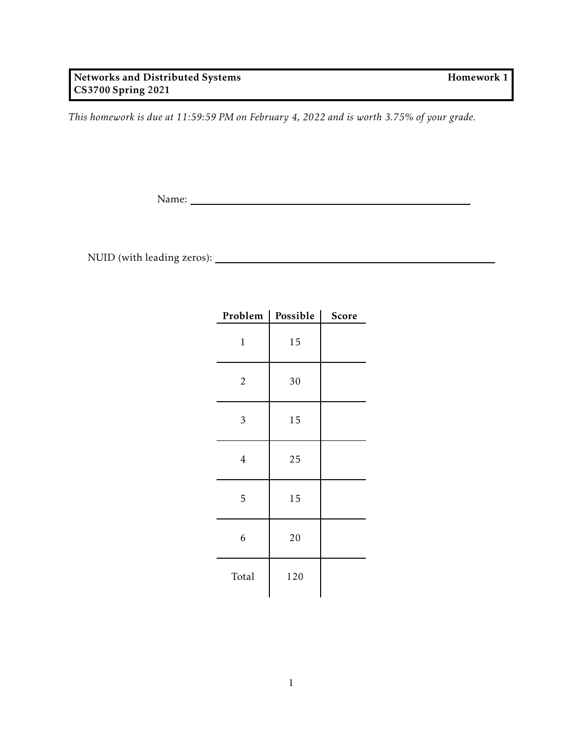**Networks and Distributed Systems** | **Homework 1**
**CS3700 Spring 2021**

*This homework is due at 11:59:59 PM on February 4, 2022 and is worth 3.75% of your grade.*

Name: \_\_\_\_\_\_\_\_\_\_\_\_\_\_\_\_\_\_\_\_\_\_\_\_\_\_\_\_\_\_\_\_\_\_\_\_\_\_\_\_\_\_

NUID (with leading zeros): \_\_\_\_\_\_\_\_\_\_\_\_\_\_\_\_\_\_\_\_\_\_\_\_\_\_\_\_\_\_\_\_\_\_\_\_\_\_\_\_\_\_

| Problem | Possible | Score |
|---|---|---|
| 1 | 15 | |
| 2 | 30 | |
| 3 | 15 | |
| 4 | 25 | |
| 5 | 15 | |
| 6 | 20 | |
| Total | 120 | |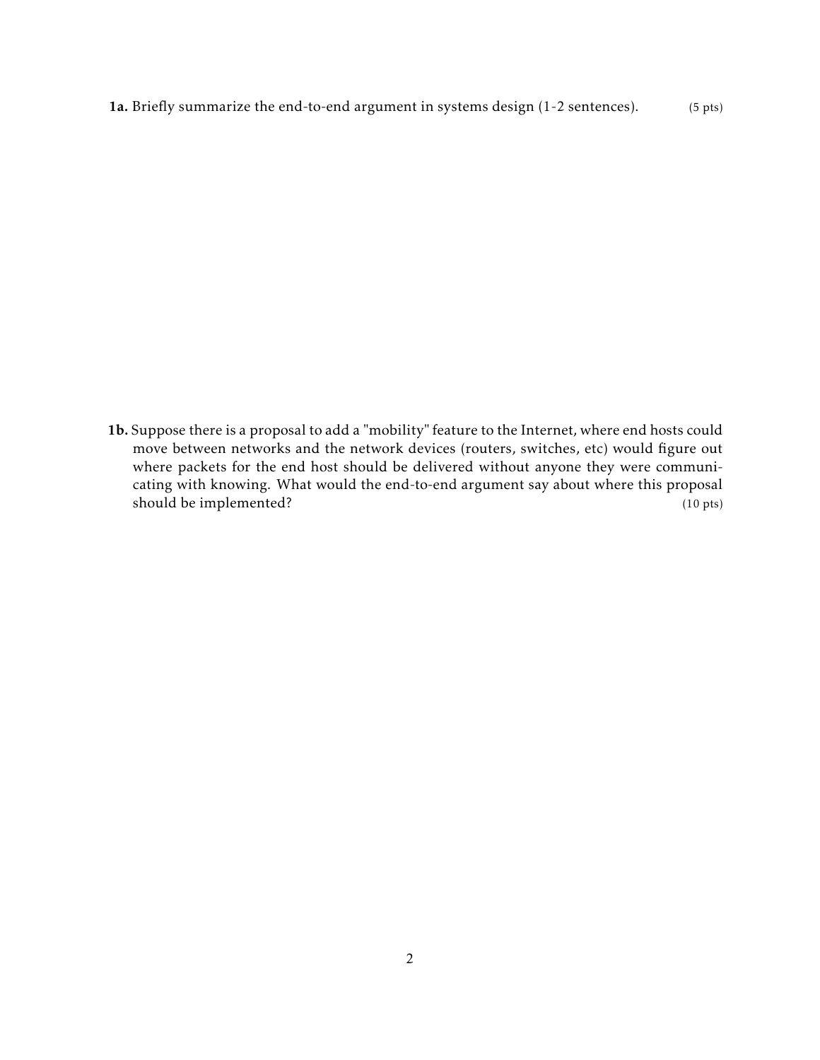**1a.** Briefly summarize the end-to-end argument in systems design (1-2 sentences). (5 pts)

**1b.** Suppose there is a proposal to add a "mobility" feature to the Internet, where end hosts could move between networks and the network devices (routers, switches, etc) would figure out where packets for the end host should be delivered without anyone they were communicating with knowing. What would the end-to-end argument say about where this proposal should be implemented? (10 pts)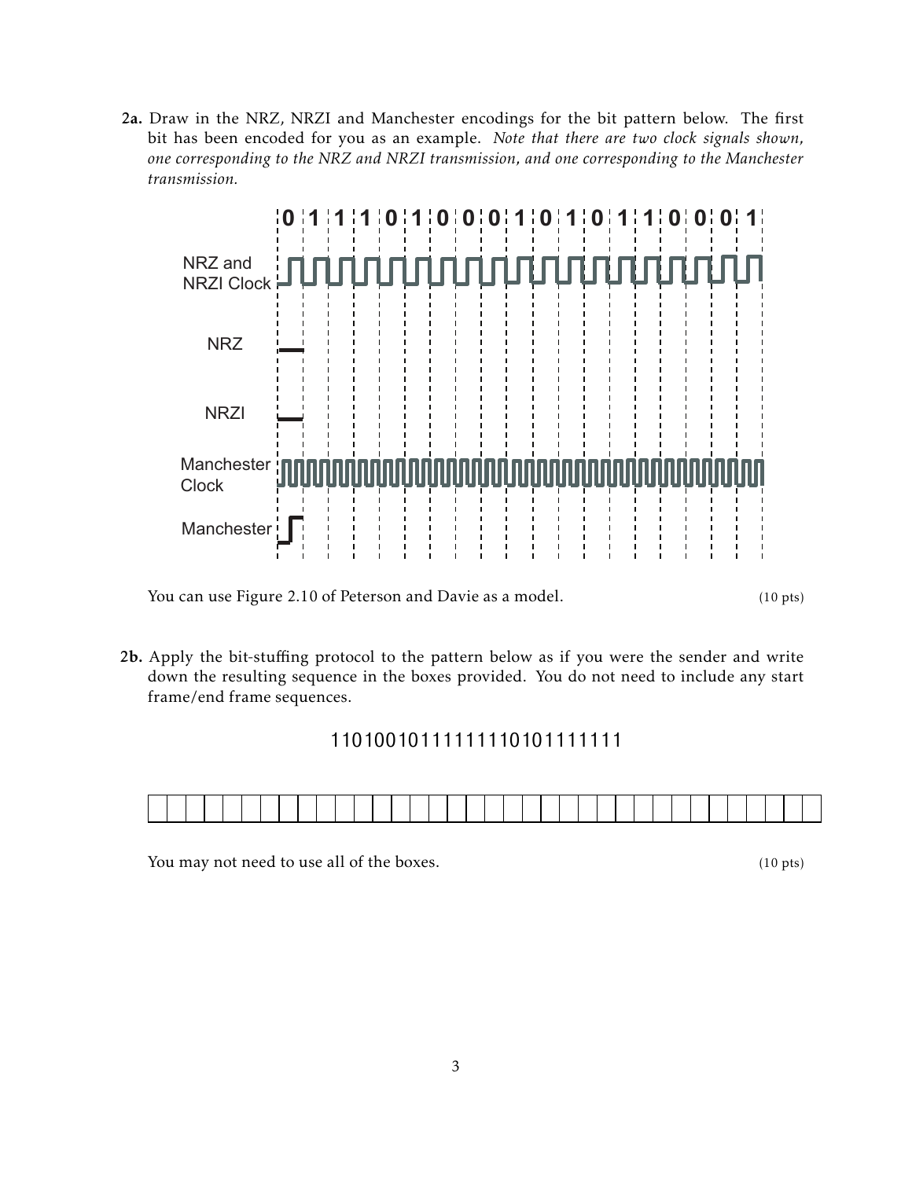**2a.** Draw in the NRZ, NRZI and Manchester encodings for the bit pattern below. The first bit has been encoded for you as an example. *Note that there are two clock signals shown, one corresponding to the NRZ and NRZI transmission, and one corresponding to the Manchester transmission.*

0 1 1 1 0 1 0 0 0 1 0 1 0 1 1 0 0 0 1

NRZ and NRZI Clock

NRZ

NRZI

Manchester Clock

Manchester

You can use Figure 2.10 of Peterson and Davie as a model. (10 pts)

**2b.** Apply the bit-stuffing protocol to the pattern below as if you were the sender and write down the resulting sequence in the boxes provided. You do not need to include any start frame/end frame sequences.

1101001011111110101111111

| | | | | | | | | | | | | | | | | | | | | | | | | | | | | | | | | | | | |
|---|---|---|---|---|---|---|---|---|---|---|---|---|---|---|---|---|---|---|---|---|---|---|---|---|---|---|---|---|---|---|---|---|---|---|---|

You may not need to use all of the boxes. (10 pts)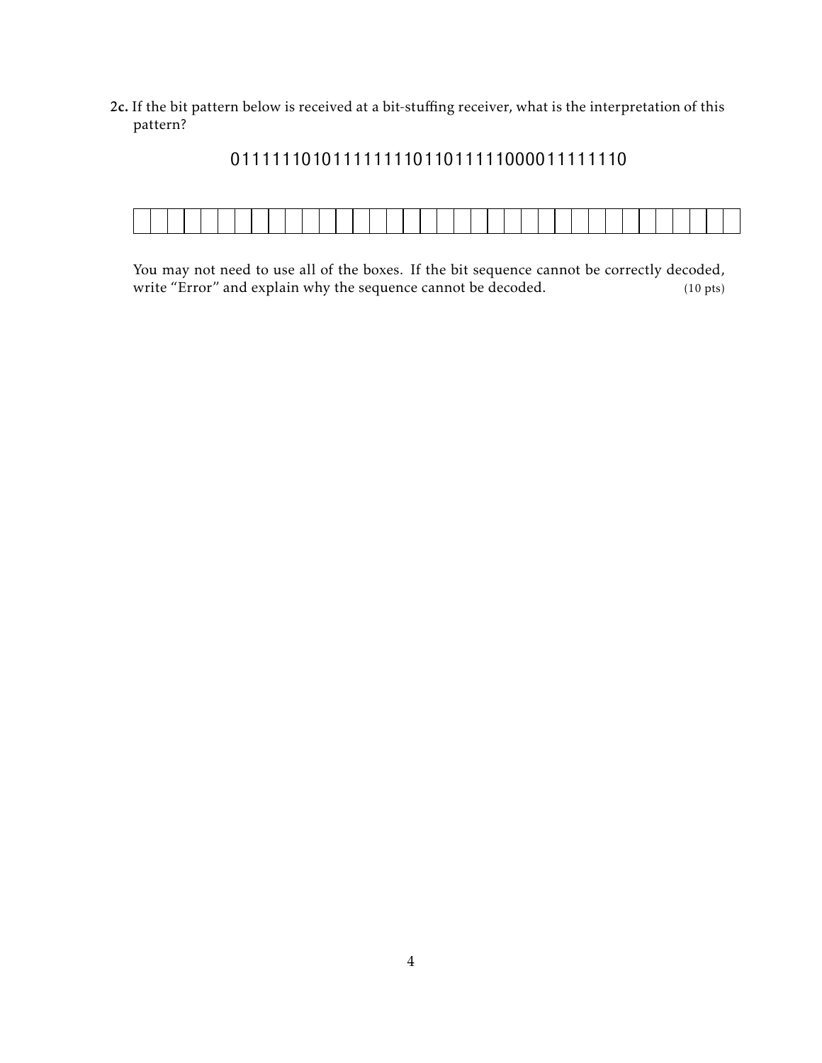**2c.** If the bit pattern below is received at a bit-stuffing receiver, what is the interpretation of this pattern?

011111101011111111011011111000011111110

You may not need to use all of the boxes. If the bit sequence cannot be correctly decoded, write "Error" and explain why the sequence cannot be decoded. (10 pts)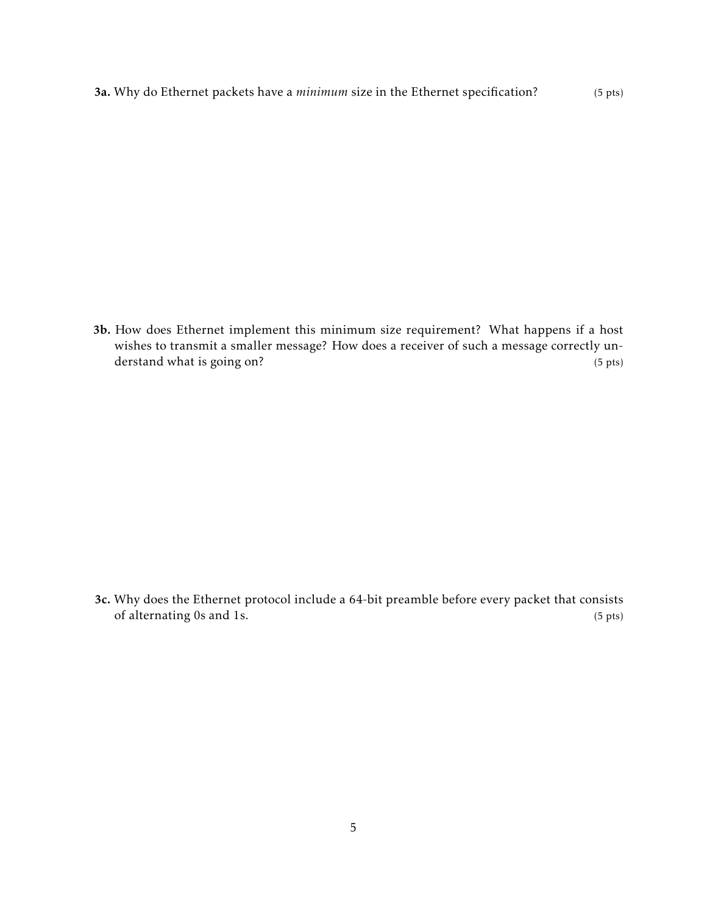**3a.** Why do Ethernet packets have a *minimum* size in the Ethernet specification? (5 pts)

**3b.** How does Ethernet implement this minimum size requirement? What happens if a host wishes to transmit a smaller message? How does a receiver of such a message correctly understand what is going on? (5 pts)

**3c.** Why does the Ethernet protocol include a 64-bit preamble before every packet that consists of alternating 0s and 1s. (5 pts)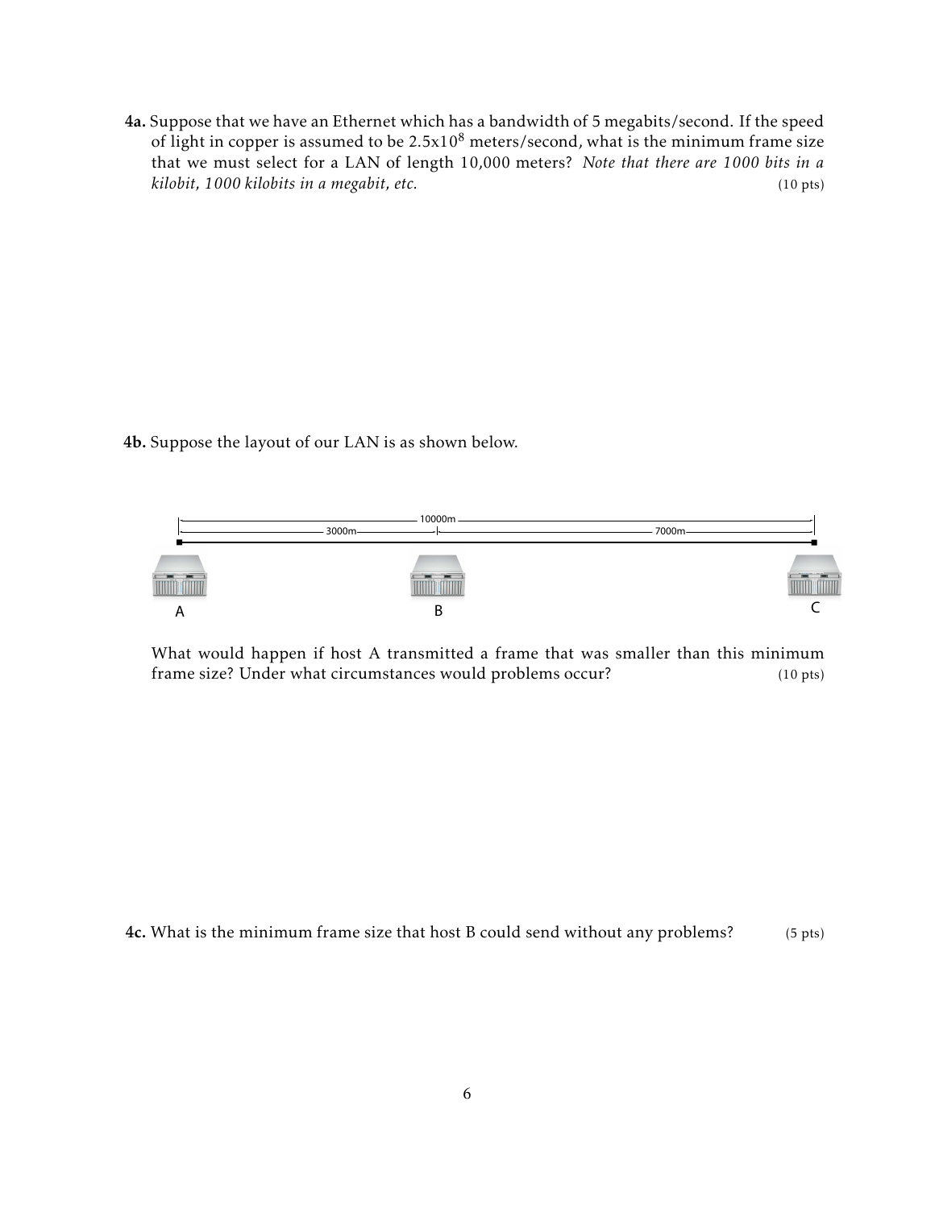**4a.** Suppose that we have an Ethernet which has a bandwidth of 5 megabits/second. If the speed of light in copper is assumed to be $2.5 \times 10^8$ meters/second, what is the minimum frame size that we must select for a LAN of length 10,000 meters? *Note that there are 1000 bits in a kilobit, 1000 kilobits in a megabit, etc.* (10 pts)

**4b.** Suppose the layout of our LAN is as shown below.

10000m

3000m | 7000m

A B C

What would happen if host A transmitted a frame that was smaller than this minimum frame size? Under what circumstances would problems occur? (10 pts)

**4c.** What is the minimum frame size that host B could send without any problems? (5 pts)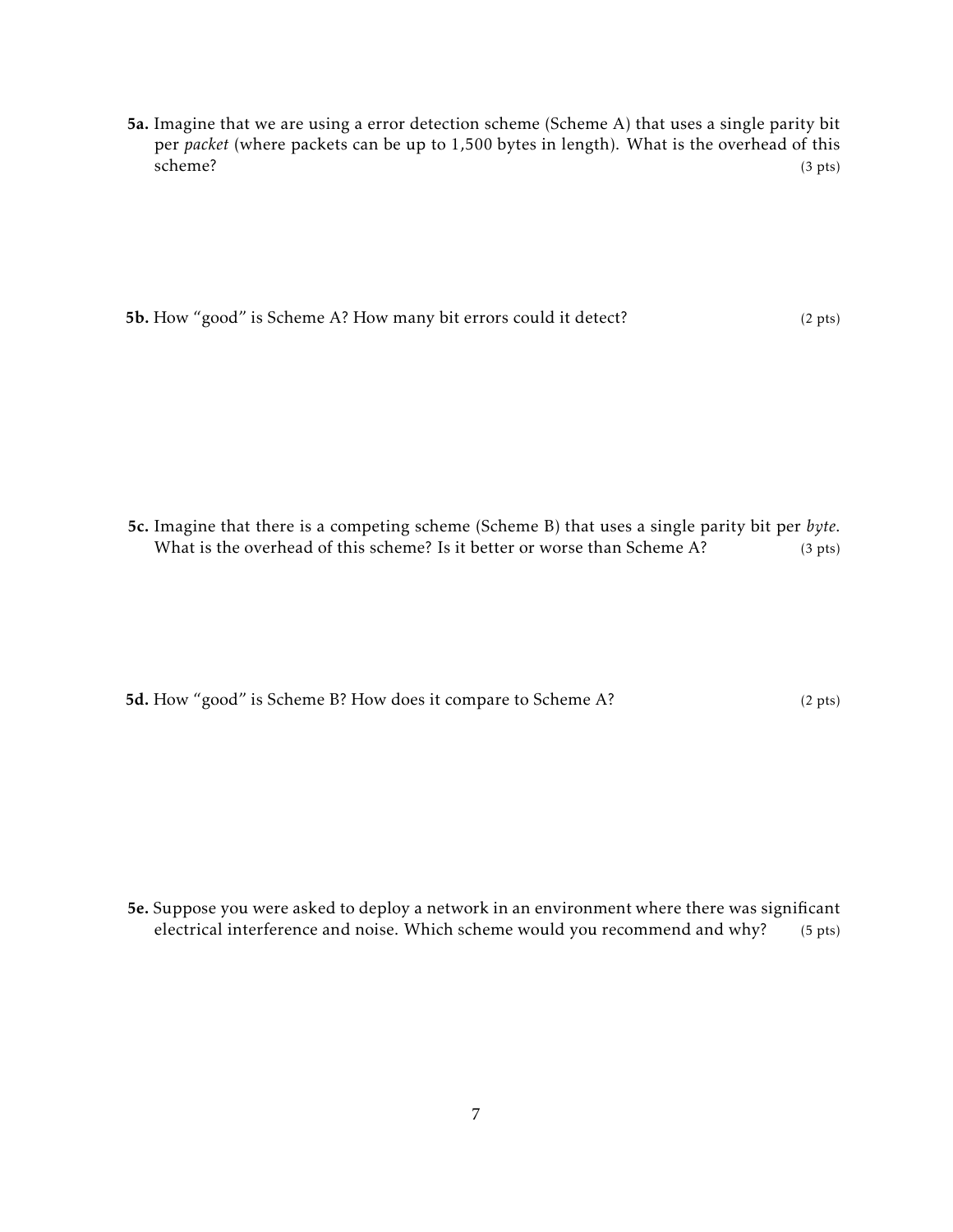**5a.** Imagine that we are using a error detection scheme (Scheme A) that uses a single parity bit per *packet* (where packets can be up to 1,500 bytes in length). What is the overhead of this scheme? (3 pts)

**5b.** How "good" is Scheme A? How many bit errors could it detect? (2 pts)

**5c.** Imagine that there is a competing scheme (Scheme B) that uses a single parity bit per *byte*. What is the overhead of this scheme? Is it better or worse than Scheme A? (3 pts)

**5d.** How "good" is Scheme B? How does it compare to Scheme A? (2 pts)

**5e.** Suppose you were asked to deploy a network in an environment where there was significant electrical interference and noise. Which scheme would you recommend and why? (5 pts)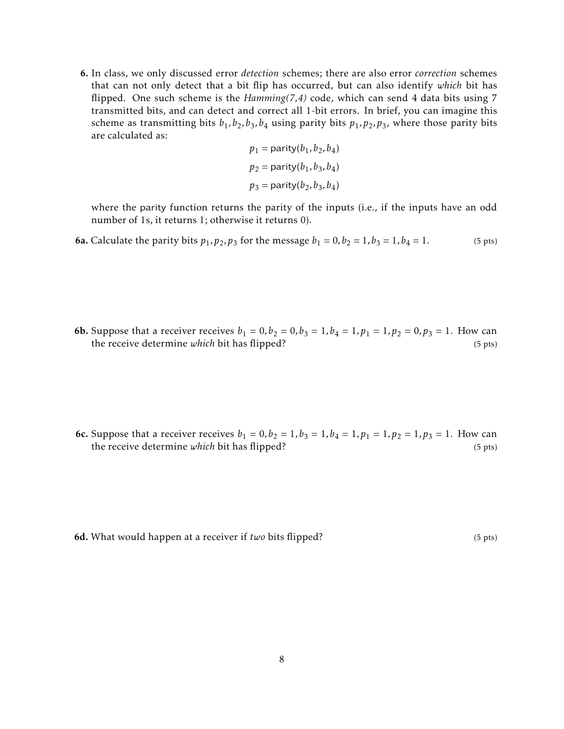**6.** In class, we only discussed error *detection* schemes; there are also error *correction* schemes that can not only detect that a bit flip has occurred, but can also identify *which* bit has flipped. One such scheme is the *Hamming(7,4)* code, which can send 4 data bits using 7 transmitted bits, and can detect and correct all 1-bit errors. In brief, you can imagine this scheme as transmitting bits $b_1, b_2, b_3, b_4$ using parity bits $p_1, p_2, p_3$, where those parity bits are calculated as:

$$p_1 = \text{parity}(b_1, b_2, b_4)$$

$$p_2 = \text{parity}(b_1, b_3, b_4)$$

$$p_3 = \text{parity}(b_2, b_3, b_4)$$

where the parity function returns the parity of the inputs (i.e., if the inputs have an odd number of 1s, it returns 1; otherwise it returns 0).

**6a.** Calculate the parity bits $p_1, p_2, p_3$ for the message $b_1 = 0, b_2 = 1, b_3 = 1, b_4 = 1$. (5 pts)

**6b.** Suppose that a receiver receives $b_1 = 0, b_2 = 0, b_3 = 1, b_4 = 1, p_1 = 1, p_2 = 0, p_3 = 1$. How can the receive determine *which* bit has flipped? (5 pts)

**6c.** Suppose that a receiver receives $b_1 = 0, b_2 = 1, b_3 = 1, b_4 = 1, p_1 = 1, p_2 = 1, p_3 = 1$. How can the receive determine *which* bit has flipped? (5 pts)

**6d.** What would happen at a receiver if *two* bits flipped? (5 pts)